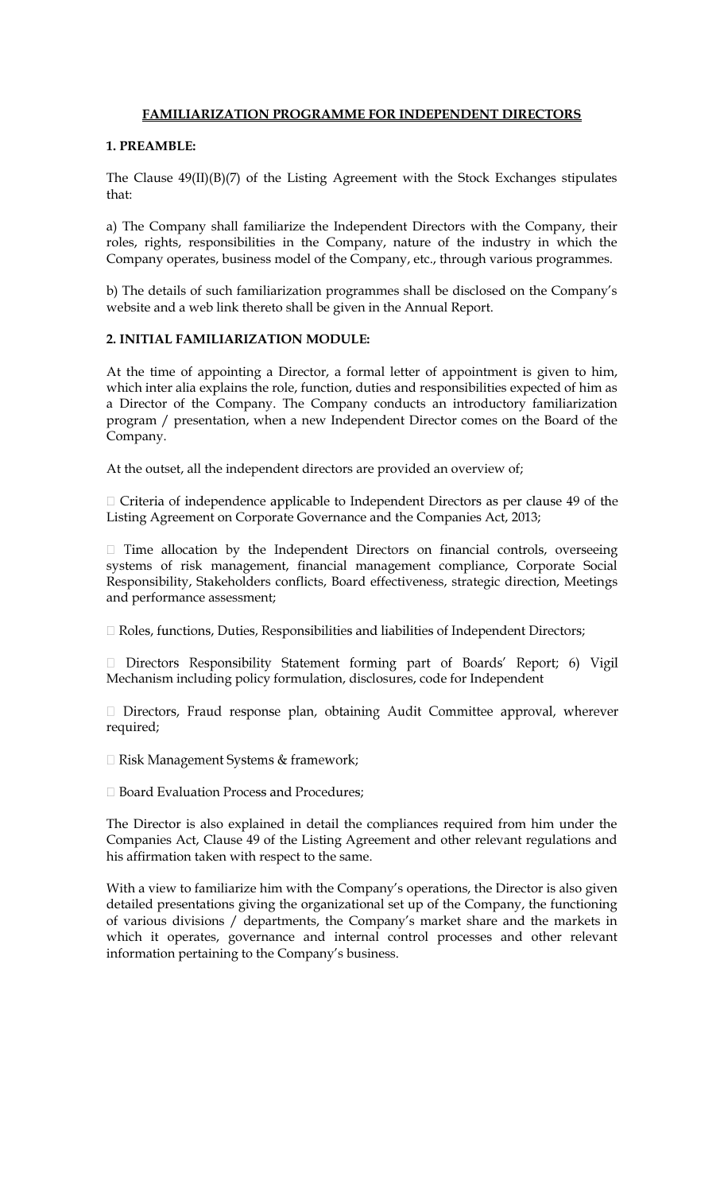# FAMILIARIZATION PROGRAMME FOR INDEPENDENT DIRECTORS

## 1. PREAMBLE:

The Clause 49(II)(B)(7) of the Listing Agreement with the Stock Exchanges stipulates that:

a) The Company shall familiarize the Independent Directors with the Company, their roles, rights, responsibilities in the Company, nature of the industry in which the Company operates, business model of the Company, etc., through various programmes.

b) The details of such familiarization programmes shall be disclosed on the Company's website and a web link thereto shall be given in the Annual Report.

## 2. INITIAL FAMILIARIZATION MODULE:

At the time of appointing a Director, a formal letter of appointment is given to him, which inter alia explains the role, function, duties and responsibilities expected of him as a Director of the Company. The Company conducts an introductory familiarization program / presentation, when a new Independent Director comes on the Board of the Company.

At the outset, all the independent directors are provided an overview of;

- Criteria of independence applicable to Independent Directors as per clause 49 of the Listing Agreement on Corporate Governance and the Companies Act, 2013;

- Time allocation by the Independent Directors on financial controls, overseeing systems of risk management, financial management compliance, Corporate Social Responsibility, Stakeholders conflicts, Board effectiveness, strategic direction, Meetings and performance assessment;

- Roles, functions, Duties, Responsibilities and liabilities of Independent Directors;

- Directors Responsibility Statement forming part of Boards' Report; 6) Vigil Mechanism including policy formulation, disclosures, code for Independent

- Directors, Fraud response plan, obtaining Audit Committee approval, wherever required;

- Risk Management Systems & framework;

- Board Evaluation Process and Procedures;

The Director is also explained in detail the compliances required from him under the Companies Act, Clause 49 of the Listing Agreement and other relevant regulations and his affirmation taken with respect to the same.

With a view to familiarize him with the Company's operations, the Director is also given detailed presentations giving the organizational set up of the Company, the functioning of various divisions / departments, the Company's market share and the markets in which it operates, governance and internal control processes and other relevant information pertaining to the Company's business.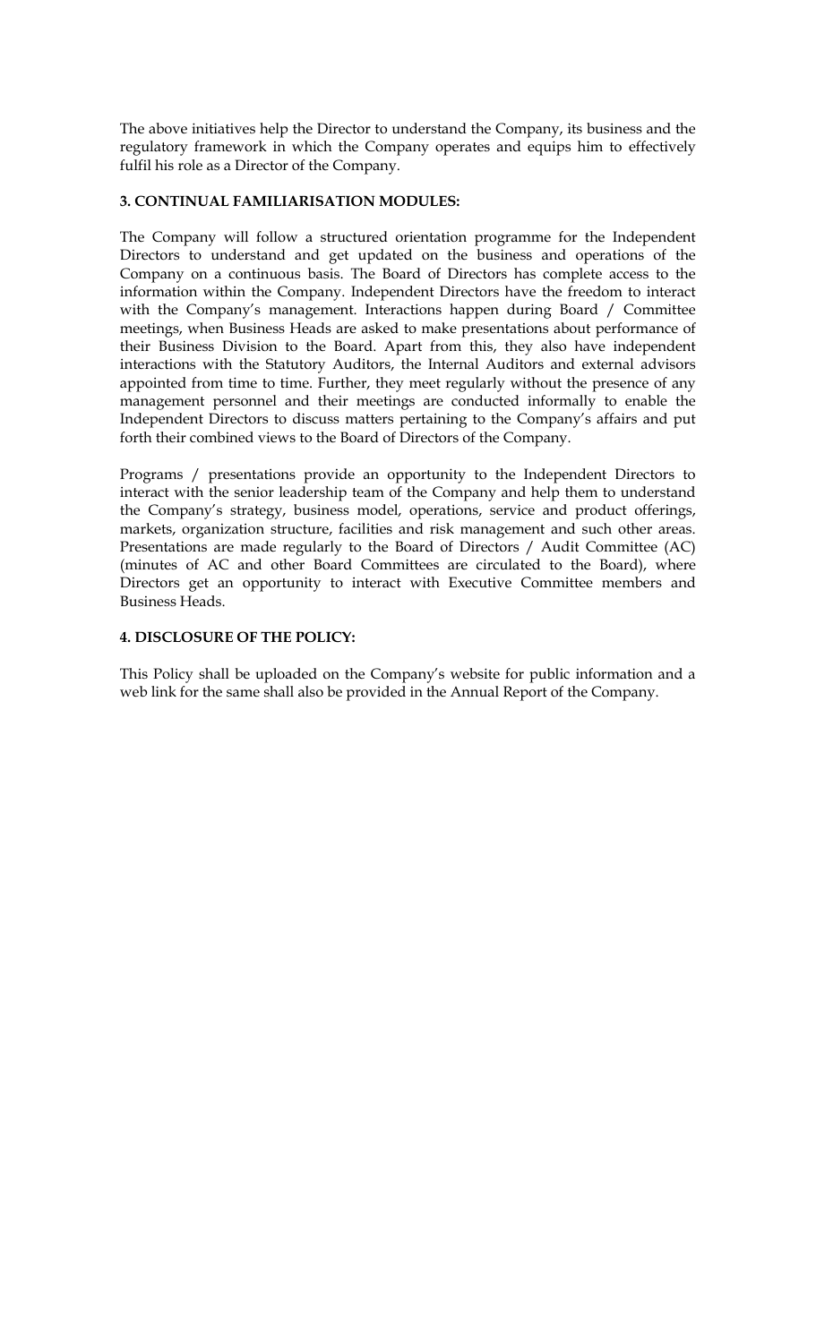The above initiatives help the Director to understand the Company, its business and the regulatory framework in which the Company operates and equips him to effectively fulfil his role as a Director of the Company.

**3. CONTINUAL FAMILIARISATION MODULES:**

The Company will follow a structured orientation programme for the Independent Directors to understand and get updated on the business and operations of the Company on a continuous basis. The Board of Directors has complete access to the information within the Company. Independent Directors have the freedom to interact with the Company's management. Interactions happen during Board / Committee meetings, when Business Heads are asked to make presentations about performance of their Business Division to the Board. Apart from this, they also have independent interactions with the Statutory Auditors, the Internal Auditors and external advisors appointed from time to time. Further, they meet regularly without the presence of any management personnel and their meetings are conducted informally to enable the Independent Directors to discuss matters pertaining to the Company's affairs and put forth their combined views to the Board of Directors of the Company.

Programs / presentations provide an opportunity to the Independent Directors to interact with the senior leadership team of the Company and help them to understand the Company's strategy, business model, operations, service and product offerings, markets, organization structure, facilities and risk management and such other areas. Presentations are made regularly to the Board of Directors / Audit Committee (AC) (minutes of AC and other Board Committees are circulated to the Board), where Directors get an opportunity to interact with Executive Committee members and Business Heads.

**4. DISCLOSURE OF THE POLICY:**

This Policy shall be uploaded on the Company's website for public information and a web link for the same shall also be provided in the Annual Report of the Company.